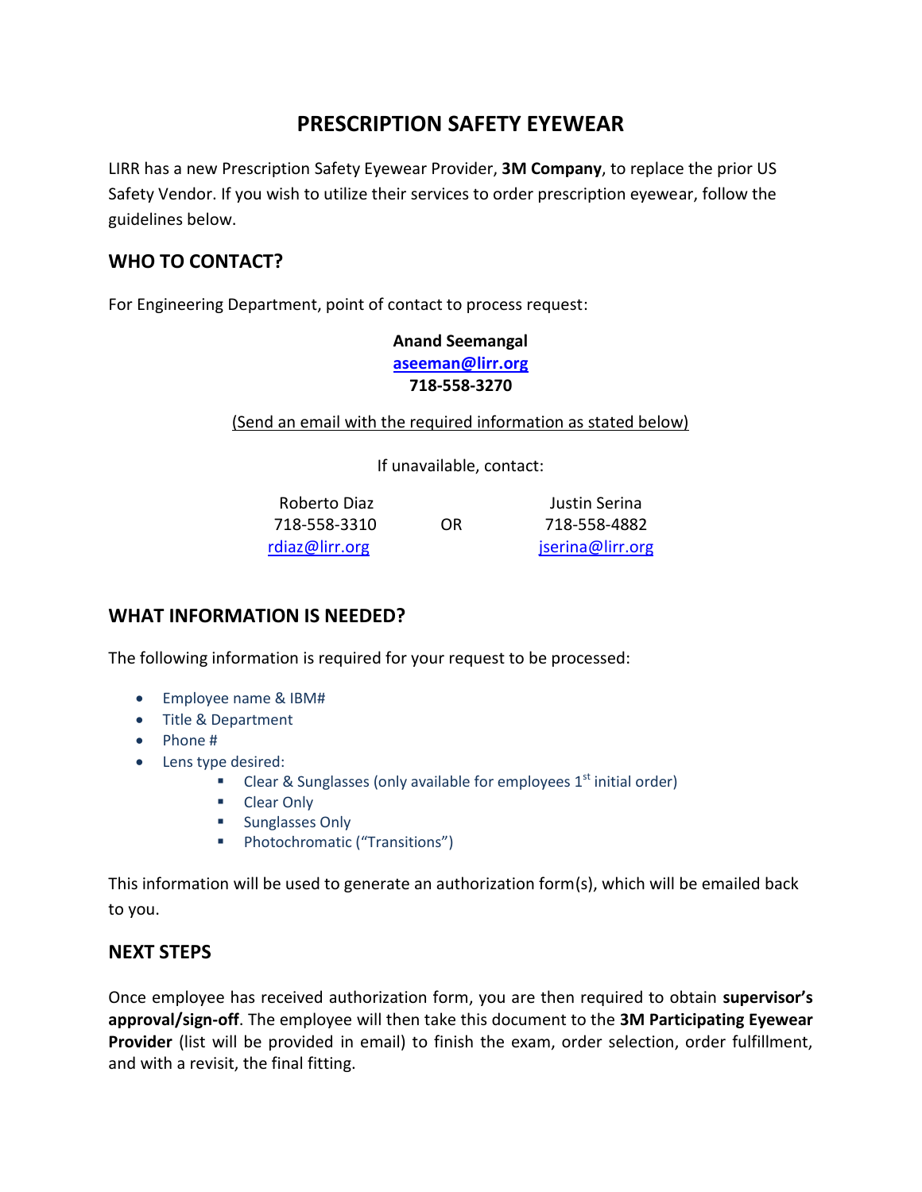# PRESCRIPTION SAFETY EYEWEAR

LIRR has a new Prescription Safety Eyewear Provider, **3M Company**, to replace the prior US Safety Vendor. If you wish to utilize their services to order prescription eyewear, follow the guidelines below.

## WHO TO CONTACT?

For Engineering Department, point of contact to process request:

**Anand Seemangal**
**aseeman@lirr.org**
**718-558-3270**

(Send an email with the required information as stated below)

If unavailable, contact:

| Roberto Diaz | | Justin Serina |
|---|---|---|
| 718-558-3310 | OR | 718-558-4882 |
| rdiaz@lirr.org | | jserina@lirr.org |

## WHAT INFORMATION IS NEEDED?

The following information is required for your request to be processed:

- Employee name & IBM#
- Title & Department
- Phone #
- Lens type desired:
  - Clear & Sunglasses (only available for employees 1st initial order)
  - Clear Only
  - Sunglasses Only
  - Photochromatic ("Transitions")

This information will be used to generate an authorization form(s), which will be emailed back to you.

## NEXT STEPS

Once employee has received authorization form, you are then required to obtain **supervisor's approval/sign-off**. The employee will then take this document to the **3M Participating Eyewear Provider** (list will be provided in email) to finish the exam, order selection, order fulfillment, and with a revisit, the final fitting.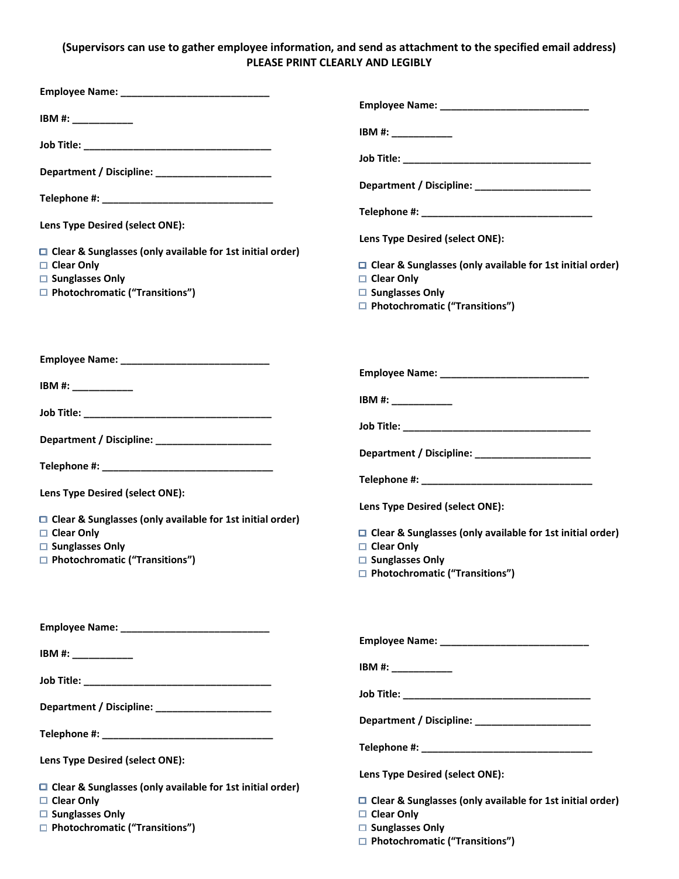**(Supervisors can use to gather employee information, and send as attachment to the specified email address)**
**PLEASE PRINT CLEARLY AND LEGIBLY**

**Employee Name:** ___________________________

**IBM #:** ___________

**Job Title:** __________________________________

**Department / Discipline:** _____________________

**Telephone #:** _______________________________

**Lens Type Desired (select ONE):**

- ☐ **Clear & Sunglasses (only available for 1st initial order)**
- ☐ **Clear Only**
- ☐ **Sunglasses Only**
- ☐ **Photochromatic ("Transitions")**

**Employee Name:** ___________________________

**IBM #:** ___________

**Job Title:** __________________________________

**Department / Discipline:** _____________________

**Telephone #:** _______________________________

**Lens Type Desired (select ONE):**

- ☐ **Clear & Sunglasses (only available for 1st initial order)**
- ☐ **Clear Only**
- ☐ **Sunglasses Only**
- ☐ **Photochromatic ("Transitions")**

**Employee Name:** ___________________________

**IBM #:** ___________

**Job Title:** __________________________________

**Department / Discipline:** _____________________

**Telephone #:** _______________________________

**Lens Type Desired (select ONE):**

- ☐ **Clear & Sunglasses (only available for 1st initial order)**
- ☐ **Clear Only**
- ☐ **Sunglasses Only**
- ☐ **Photochromatic ("Transitions")**

**Employee Name:** ___________________________

**IBM #:** ___________

**Job Title:** __________________________________

**Department / Discipline:** _____________________

**Telephone #:** _______________________________

**Lens Type Desired (select ONE):**

- ☐ **Clear & Sunglasses (only available for 1st initial order)**
- ☐ **Clear Only**
- ☐ **Sunglasses Only**
- ☐ **Photochromatic ("Transitions")**

**Employee Name:** ___________________________

**IBM #:** ___________

**Job Title:** __________________________________

**Department / Discipline:** _____________________

**Telephone #:** _______________________________

**Lens Type Desired (select ONE):**

- ☐ **Clear & Sunglasses (only available for 1st initial order)**
- ☐ **Clear Only**
- ☐ **Sunglasses Only**
- ☐ **Photochromatic ("Transitions")**

**Employee Name:** ___________________________

**IBM #:** ___________

**Job Title:** __________________________________

**Department / Discipline:** _____________________

**Telephone #:** _______________________________

**Lens Type Desired (select ONE):**

- ☐ **Clear & Sunglasses (only available for 1st initial order)**
- ☐ **Clear Only**
- ☐ **Sunglasses Only**
- ☐ **Photochromatic ("Transitions")**